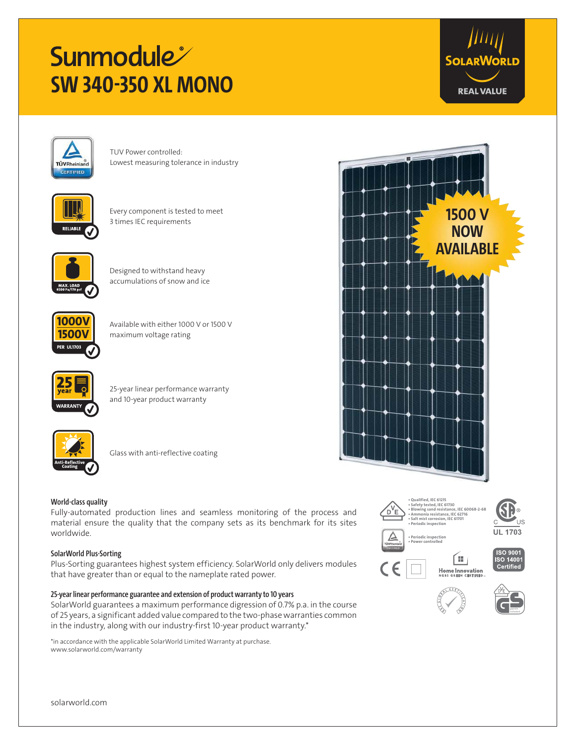# Sunmodule®
## SW 340-350 XL MONO

SOLARWORLD
REAL VALUE

TUV Power controlled:
Lowest measuring tolerance in industry

Every component is tested to meet 3 times IEC requirements

Designed to withstand heavy accumulations of snow and ice

Available with either 1000 V or 1500 V maximum voltage rating

25-year linear performance warranty and 10-year product warranty

Glass with anti-reflective coating

1500 V NOW AVAILABLE

### World-class quality

Fully-automated production lines and seamless monitoring of the process and material ensure the quality that the company sets as its benchmark for its sites worldwide.

### SolarWorld Plus-Sorting

Plus-Sorting guarantees highest system efficiency. SolarWorld only delivers modules that have greater than or equal to the nameplate rated power.

### 25-year linear performance guarantee and extension of product warranty to 10 years

SolarWorld guarantees a maximum performance digression of 0.7% p.a. in the course of 25 years, a significant added value compared to the two-phase warranties common in the industry, along with our industry-first 10-year product warranty.*

*in accordance with the applicable SolarWorld Limited Warranty at purchase.
www.solarworld.com/warranty

- Qualified, IEC 61215
- Safety tested, IEC 61730
- Blowing sand resistance, IEC 60068-2-68
- Ammonia resistance, IEC 62716
- Salt mist corrosion, IEC 61701
- Periodic inspection

- Periodic inspection
- Power controlled

UL 1703

ISO 9001
ISO 14001
Certified

Home Innovation NGBS GREEN CERTIFIED

solarworld.com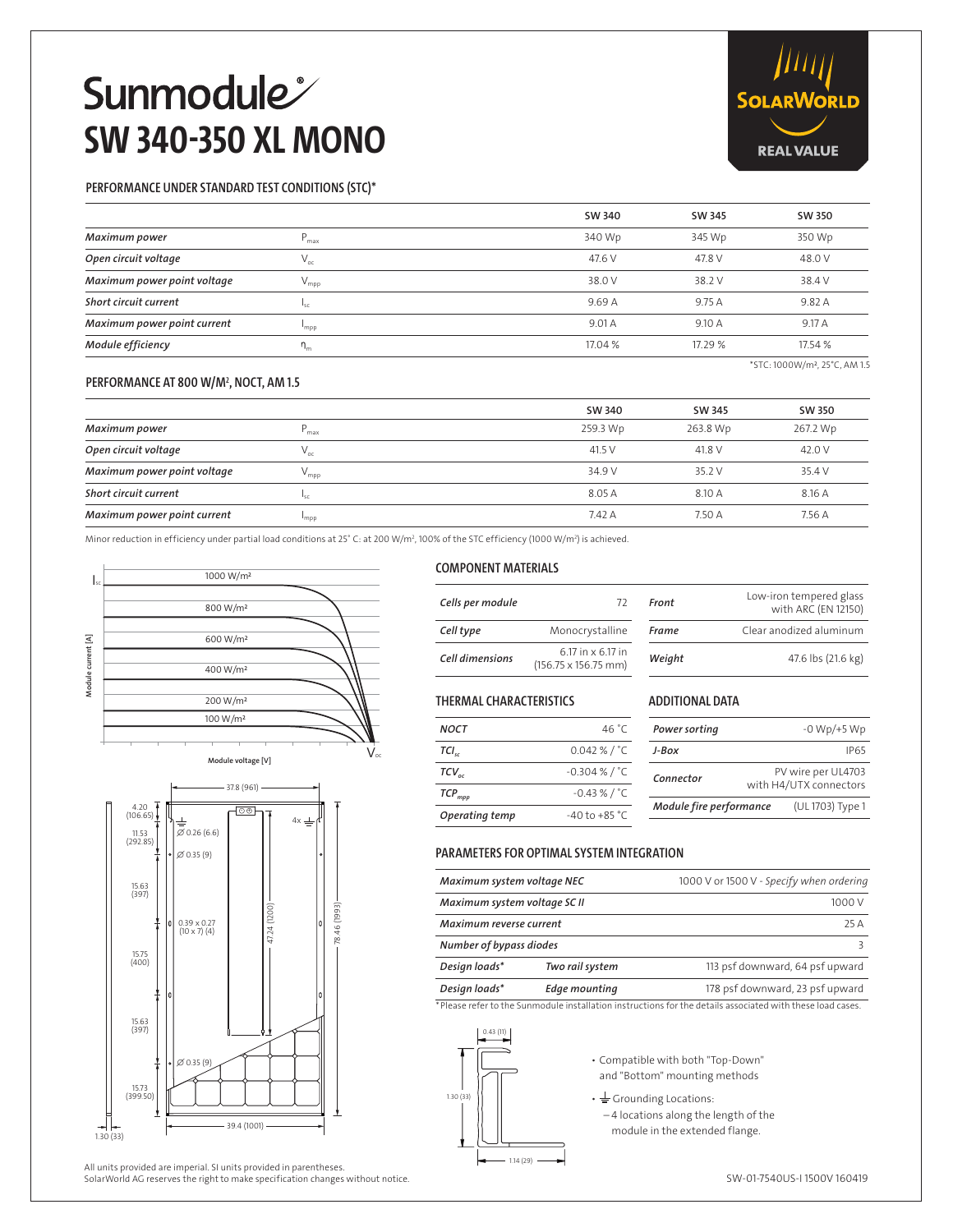# Sunmodule® SW 340-350 XL MONO

SOLARWORLD REAL VALUE

## PERFORMANCE UNDER STANDARD TEST CONDITIONS (STC)*

| | | SW 340 | SW 345 | SW 350 |
|---|---|---|---|---|
| *Maximum power* | $P_{max}$ | 340 Wp | 345 Wp | 350 Wp |
| *Open circuit voltage* | $V_{oc}$ | 47.6 V | 47.8 V | 48.0 V |
| *Maximum power point voltage* | $V_{mpp}$ | 38.0 V | 38.2 V | 38.4 V |
| *Short circuit current* | $I_{sc}$ | 9.69 A | 9.75 A | 9.82 A |
| *Maximum power point current* | $I_{mpp}$ | 9.01 A | 9.10 A | 9.17 A |
| *Module efficiency* | $\eta_m$ | 17.04 % | 17.29 % | 17.54 % |

*STC: 1000W/m², 25°C, AM 1.5

## PERFORMANCE AT 800 W/M², NOCT, AM 1.5

| | | SW 340 | SW 345 | SW 350 |
|---|---|---|---|---|
| *Maximum power* | $P_{max}$ | 259.3 Wp | 263.8 Wp | 267.2 Wp |
| *Open circuit voltage* | $V_{oc}$ | 41.5 V | 41.8 V | 42.0 V |
| *Maximum power point voltage* | $V_{mpp}$ | 34.9 V | 35.2 V | 35.4 V |
| *Short circuit current* | $I_{sc}$ | 8.05 A | 8.10 A | 8.16 A |
| *Maximum power point current* | $I_{mpp}$ | 7.42 A | 7.50 A | 7.56 A |

Minor reduction in efficiency under partial load conditions at 25° C: at 200 W/m², 100% of the STC efficiency (1000 W/m²) is achieved.

$I_{sc}$

1000 W/m²

800 W/m²

600 W/m²

400 W/m²

200 W/m²

100 W/m²

Module current [A]

Module voltage [V]

$V_{oc}$

37.8 (961)

4.20 (106.65)

11.53 (292.85)

15.63 (397)

15.75 (400)

15.63 (397)

15.73 (399.50)

1.30 (33)

Ø 0.26 (6.6)

Ø 0.35 (9)

0.39 x 0.27 (10 x 7) (4)

Ø 0.35 (9)

4x

47.24 (1200)

78.46 (1993)

39.4 (1001)

## COMPONENT MATERIALS

| | | | |
|---|---|---|---|
| *Cells per module* | 72 | *Front* | Low-iron tempered glass with ARC (EN 12150) |
| *Cell type* | Monocrystalline | *Frame* | Clear anodized aluminum |
| *Cell dimensions* | 6.17 in x 6.17 in (156.75 x 156.75 mm) | *Weight* | 47.6 lbs (21.6 kg) |

## THERMAL CHARACTERISTICS

| | |
|---|---|
| *NOCT* | 46 °C |
| $TCI_{sc}$ | 0.042 % / °C |
| $TCV_{oc}$ | -0.304 % / °C |
| $TCP_{mpp}$ | -0.43 % / °C |
| *Operating temp* | -40 to +85 °C |

## ADDITIONAL DATA

| | |
|---|---|
| *Power sorting* | -0 Wp/+5 Wp |
| *J-Box* | IP65 |
| *Connector* | PV wire per UL4703 with H4/UTX connectors |
| *Module fire performance* | (UL 1703) Type 1 |

## PARAMETERS FOR OPTIMAL SYSTEM INTEGRATION

| | | |
|---|---|---|
| *Maximum system voltage NEC* | | 1000 V or 1500 V - *Specify when ordering* |
| *Maximum system voltage SC II* | | 1000 V |
| *Maximum reverse current* | | 25 A |
| *Number of bypass diodes* | | 3 |
| *Design loads** | *Two rail system* | 113 psf downward, 64 psf upward |
| *Design loads** | *Edge mounting* | 178 psf downward, 23 psf upward |

*Please refer to the Sunmodule installation instructions for the details associated with these load cases.

0.43 (11)

1.30 (33)

1.14 (29)

- Compatible with both "Top-Down" and "Bottom" mounting methods
- ⏚ Grounding Locations:
  – 4 locations along the length of the module in the extended flange.

All units provided are imperial. SI units provided in parentheses.
SolarWorld AG reserves the right to make specification changes without notice.

SW-01-7540US-I 1500V 160419